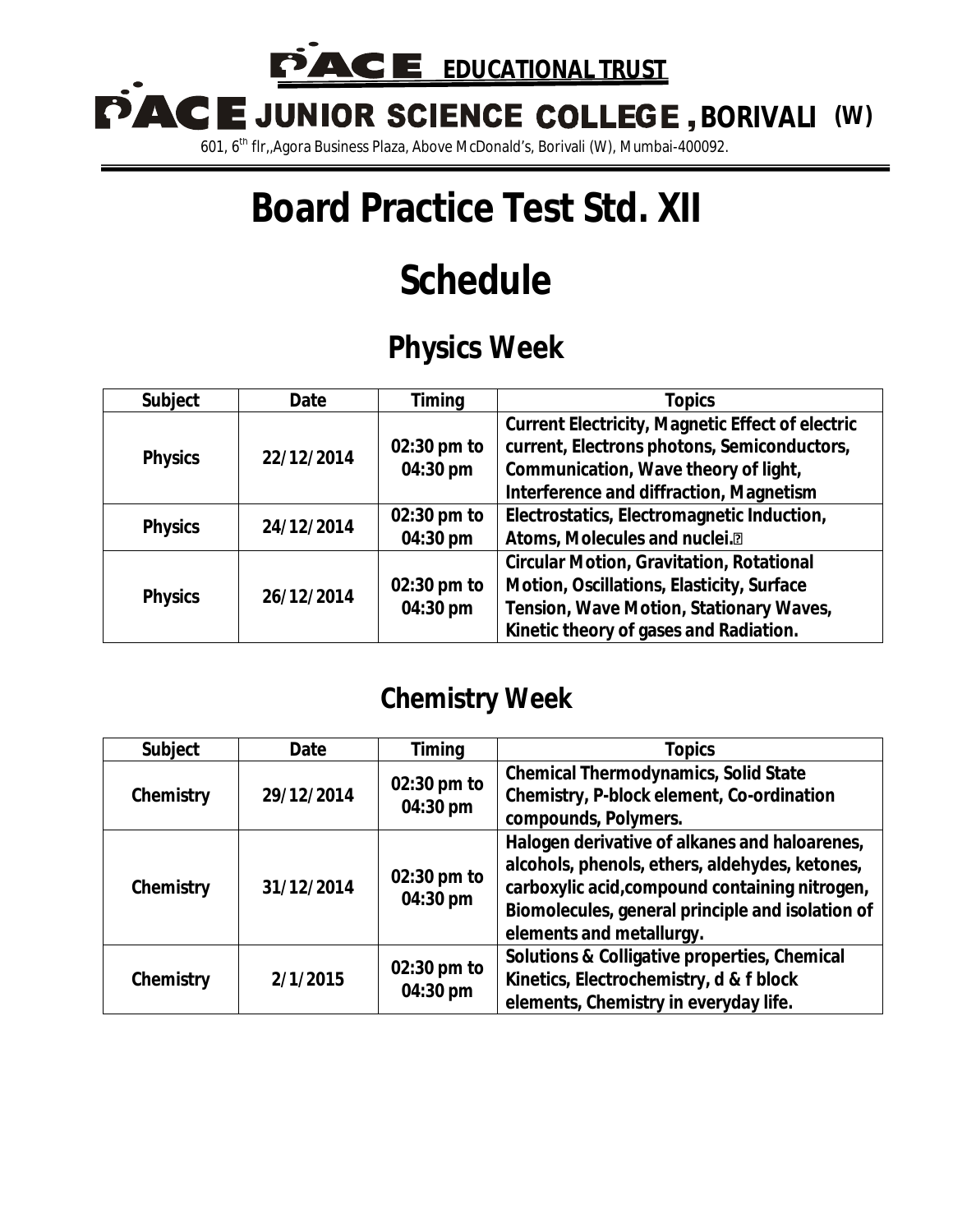# PACE EDUCATIONAL TRUST

# PACE JUNIOR SCIENCE COLLEGE, BORIVALI (W)

601, 6th flr,,Agora Business Plaza, Above McDonald's, Borivali (W), Mumbai-400092.

# Board Practice Test Std. XII

# Schedule

## Physics Week

| Subject | Date | Timing | Topics |
|---|---|---|---|
| Physics | 22/12/2014 | 02:30 pm to 04:30 pm | Current Electricity, Magnetic Effect of electric current, Electrons photons, Semiconductors, Communication, Wave theory of light, Interference and diffraction, Magnetism |
| Physics | 24/12/2014 | 02:30 pm to 04:30 pm | Electrostatics, Electromagnetic Induction, Atoms, Molecules and nuclei. |
| Physics | 26/12/2014 | 02:30 pm to 04:30 pm | Circular Motion, Gravitation, Rotational Motion, Oscillations, Elasticity, Surface Tension, Wave Motion, Stationary Waves, Kinetic theory of gases and Radiation. |

## Chemistry Week

| Subject | Date | Timing | Topics |
|---|---|---|---|
| Chemistry | 29/12/2014 | 02:30 pm to 04:30 pm | Chemical Thermodynamics, Solid State Chemistry, P-block element, Co-ordination compounds, Polymers. |
| Chemistry | 31/12/2014 | 02:30 pm to 04:30 pm | Halogen derivative of alkanes and haloarenes, alcohols, phenols, ethers, aldehydes, ketones, carboxylic acid,compound containing nitrogen, Biomolecules, general principle and isolation of elements and metallurgy. |
| Chemistry | 2/1/2015 | 02:30 pm to 04:30 pm | Solutions & Colligative properties, Chemical Kinetics, Electrochemistry, d & f block elements, Chemistry in everyday life. |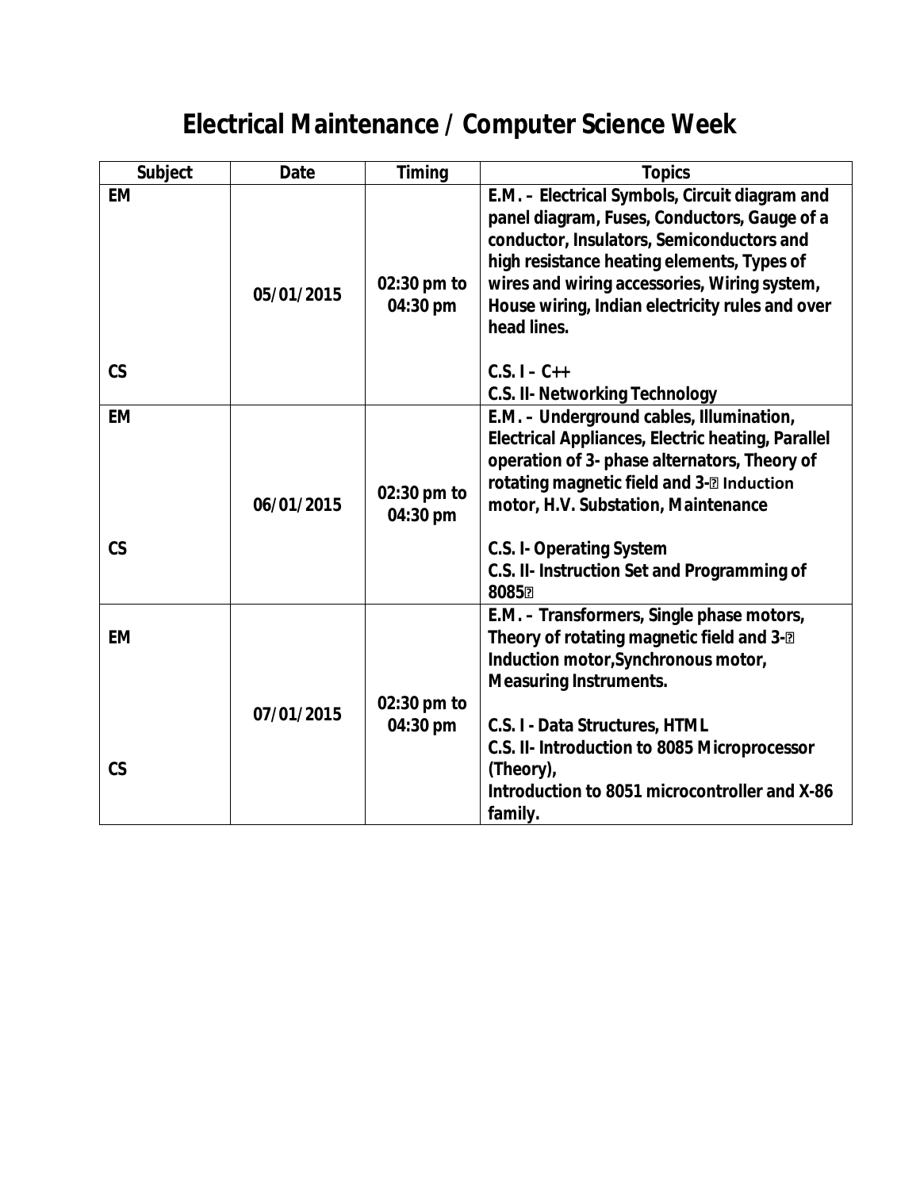# Electrical Maintenance / Computer Science Week

| Subject | Date | Timing | Topics |
|---|---|---|---|
| EM<br><br>CS | 05/01/2015 | 02:30 pm to 04:30 pm | E.M. – Electrical Symbols, Circuit diagram and panel diagram, Fuses, Conductors, Gauge of a conductor, Insulators, Semiconductors and high resistance heating elements, Types of wires and wiring accessories, Wiring system, House wiring, Indian electricity rules and over head lines.<br><br>C.S. I – C++<br>C.S. II- Networking Technology |
| EM<br><br>CS | 06/01/2015 | 02:30 pm to 04:30 pm | E.M. – Underground cables, Illumination, Electrical Appliances, Electric heating, Parallel operation of 3- phase alternators, Theory of rotating magnetic field and 3-� Induction motor, H.V. Substation, Maintenance<br><br>C.S. I- Operating System<br>C.S. II- Instruction Set and Programming of 8085� |
| EM<br><br>CS | 07/01/2015 | 02:30 pm to 04:30 pm | E.M. – Transformers, Single phase motors, Theory of rotating magnetic field and 3-� Induction motor,Synchronous motor, Measuring Instruments.<br><br>C.S. I - Data Structures, HTML<br>C.S. II- Introduction to 8085 Microprocessor (Theory),<br>Introduction to 8051 microcontroller and X-86 family. |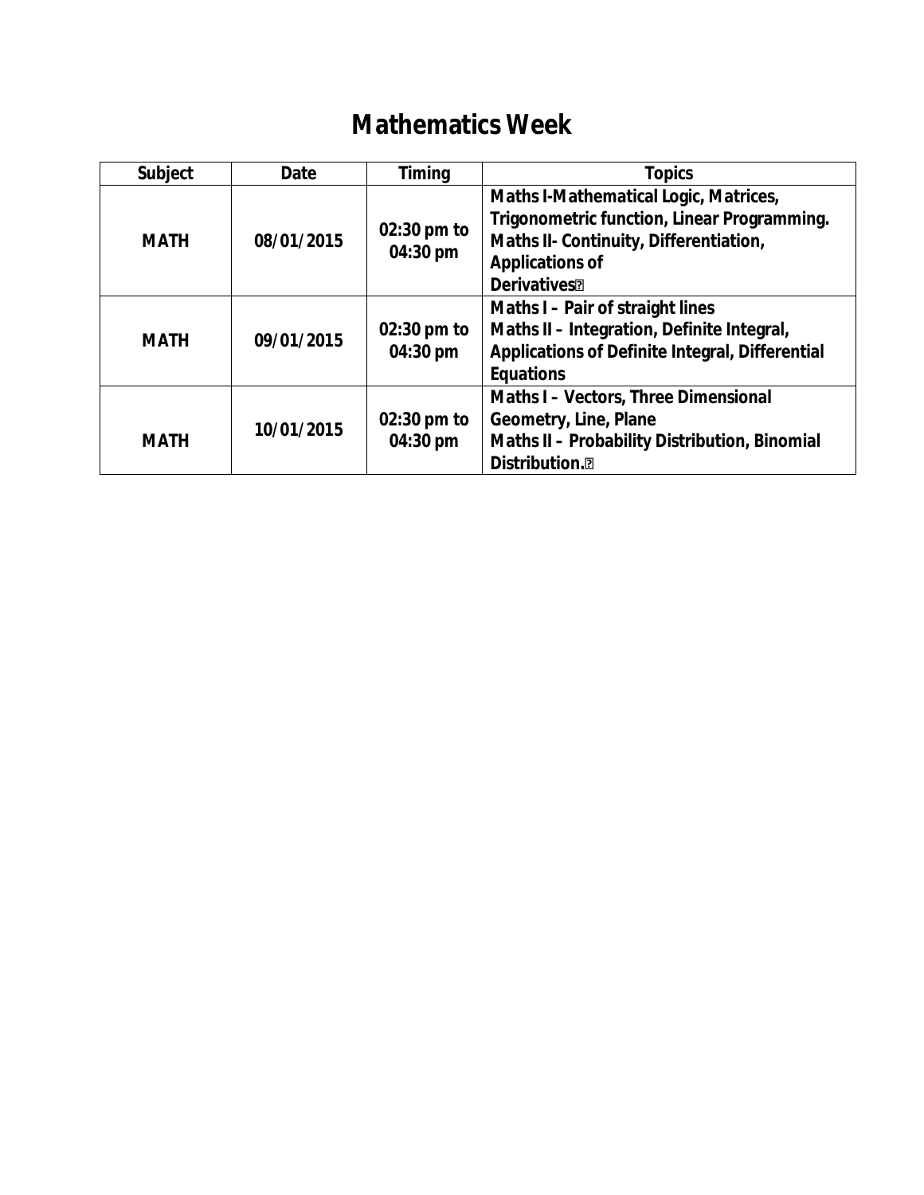# Mathematics Week

| Subject | Date | Timing | Topics |
|---|---|---|---|
| MATH | 08/01/2015 | 02:30 pm to 04:30 pm | Maths I-Mathematical Logic, Matrices, Trigonometric function, Linear Programming. Maths II- Continuity, Differentiation, Applications of Derivatives |
| MATH | 09/01/2015 | 02:30 pm to 04:30 pm | Maths I – Pair of straight lines Maths II – Integration, Definite Integral, Applications of Definite Integral, Differential Equations |
| MATH | 10/01/2015 | 02:30 pm to 04:30 pm | Maths I – Vectors, Three Dimensional Geometry, Line, Plane Maths II – Probability Distribution, Binomial Distribution. |